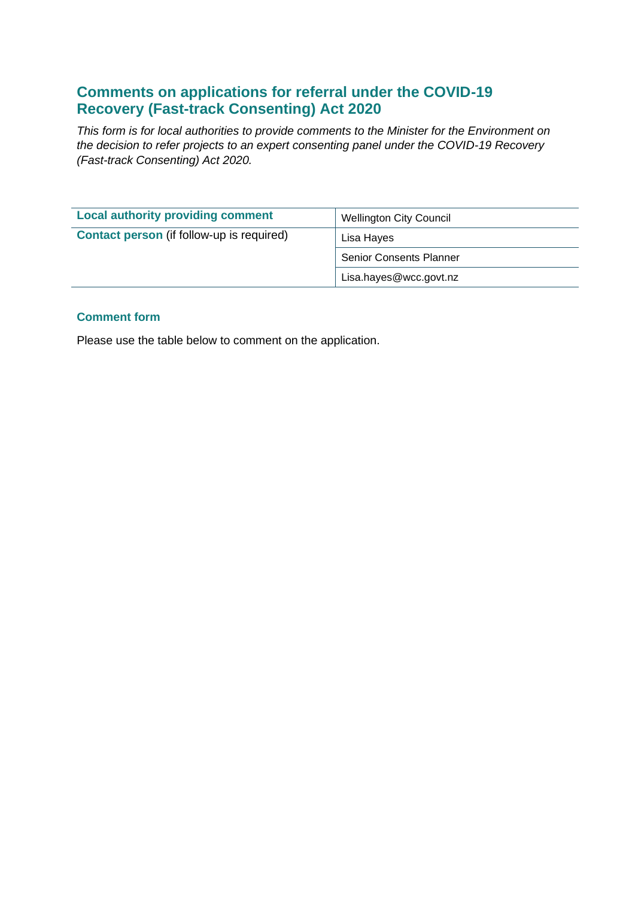## Comments on applications for referral under the COVID-19 Recovery (Fast-track Consenting) Act 2020

*This form is for local authorities to provide comments to the Minister for the Environment on the decision to refer projects to an expert consenting panel under the COVID-19 Recovery (Fast-track Consenting) Act 2020.*

| | |
|---|---|
| **Local authority providing comment** | Wellington City Council |
| **Contact person** (if follow-up is required) | Lisa Hayes |
| | Senior Consents Planner |
| | Lisa.hayes@wcc.govt.nz |

### Comment form

Please use the table below to comment on the application.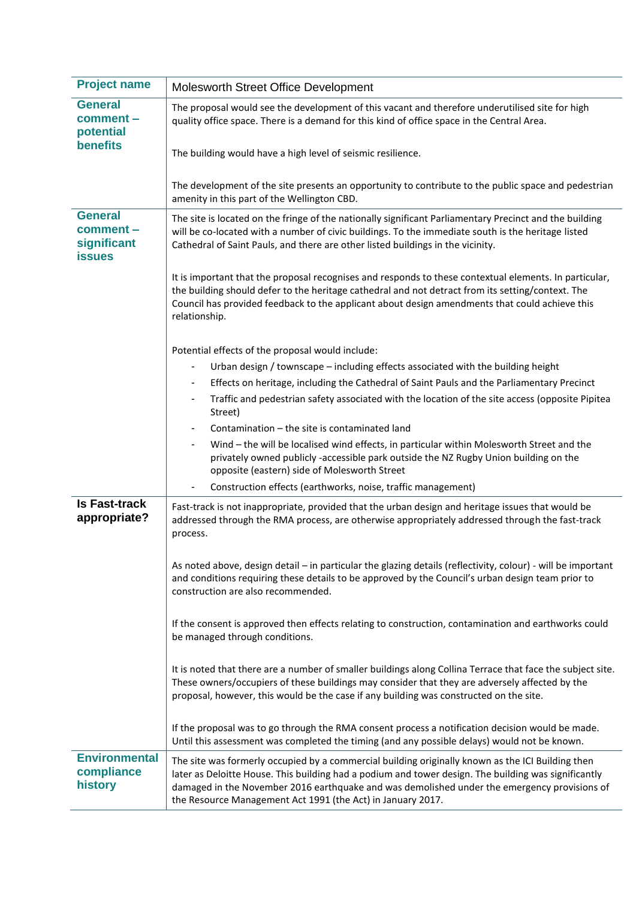| Project name | Molesworth Street Office Development |
|---|---|
| **General comment – potential benefits** | The proposal would see the development of this vacant and therefore underutilised site for high quality office space. There is a demand for this kind of office space in the Central Area.<br><br>The building would have a high level of seismic resilience.<br><br>The development of the site presents an opportunity to contribute to the public space and pedestrian amenity in this part of the Wellington CBD. |
| **General comment – significant issues** | The site is located on the fringe of the nationally significant Parliamentary Precinct and the building will be co-located with a number of civic buildings. To the immediate south is the heritage listed Cathedral of Saint Pauls, and there are other listed buildings in the vicinity.<br><br>It is important that the proposal recognises and responds to these contextual elements. In particular, the building should defer to the heritage cathedral and not detract from its setting/context. The Council has provided feedback to the applicant about design amendments that could achieve this relationship.<br><br>Potential effects of the proposal would include:<br>- Urban design / townscape – including effects associated with the building height<br>- Effects on heritage, including the Cathedral of Saint Pauls and the Parliamentary Precinct<br>- Traffic and pedestrian safety associated with the location of the site access (opposite Pipitea Street)<br>- Contamination – the site is contaminated land<br>- Wind – the will be localised wind effects, in particular within Molesworth Street and the privately owned publicly -accessible park outside the NZ Rugby Union building on the opposite (eastern) side of Molesworth Street<br>- Construction effects (earthworks, noise, traffic management) |
| **Is Fast-track appropriate?** | Fast-track is not inappropriate, provided that the urban design and heritage issues that would be addressed through the RMA process, are otherwise appropriately addressed through the fast-track process.<br><br>As noted above, design detail – in particular the glazing details (reflectivity, colour) - will be important and conditions requiring these details to be approved by the Council's urban design team prior to construction are also recommended.<br><br>If the consent is approved then effects relating to construction, contamination and earthworks could be managed through conditions.<br><br>It is noted that there are a number of smaller buildings along Collina Terrace that face the subject site. These owners/occupiers of these buildings may consider that they are adversely affected by the proposal, however, this would be the case if any building was constructed on the site.<br><br>If the proposal was to go through the RMA consent process a notification decision would be made. Until this assessment was completed the timing (and any possible delays) would not be known. |
| **Environmental compliance history** | The site was formerly occupied by a commercial building originally known as the ICI Building then later as Deloitte House. This building had a podium and tower design. The building was significantly damaged in the November 2016 earthquake and was demolished under the emergency provisions of the Resource Management Act 1991 (the Act) in January 2017. |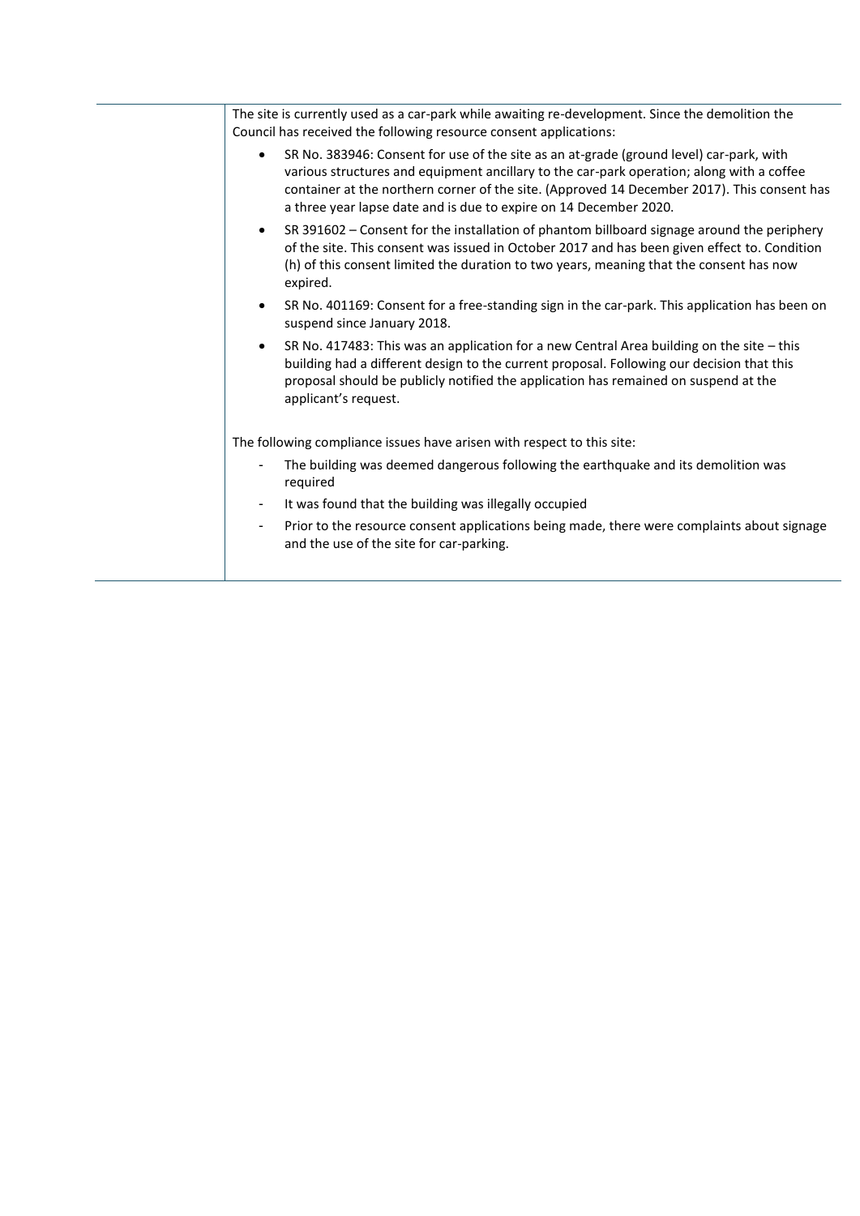The site is currently used as a car-park while awaiting re-development. Since the demolition the Council has received the following resource consent applications:

- SR No. 383946: Consent for use of the site as an at-grade (ground level) car-park, with various structures and equipment ancillary to the car-park operation; along with a coffee container at the northern corner of the site. (Approved 14 December 2017). This consent has a three year lapse date and is due to expire on 14 December 2020.
- SR 391602 – Consent for the installation of phantom billboard signage around the periphery of the site. This consent was issued in October 2017 and has been given effect to. Condition (h) of this consent limited the duration to two years, meaning that the consent has now expired.
- SR No. 401169: Consent for a free-standing sign in the car-park. This application has been on suspend since January 2018.
- SR No. 417483: This was an application for a new Central Area building on the site – this building had a different design to the current proposal. Following our decision that this proposal should be publicly notified the application has remained on suspend at the applicant's request.

The following compliance issues have arisen with respect to this site:

- The building was deemed dangerous following the earthquake and its demolition was required
- It was found that the building was illegally occupied
- Prior to the resource consent applications being made, there were complaints about signage and the use of the site for car-parking.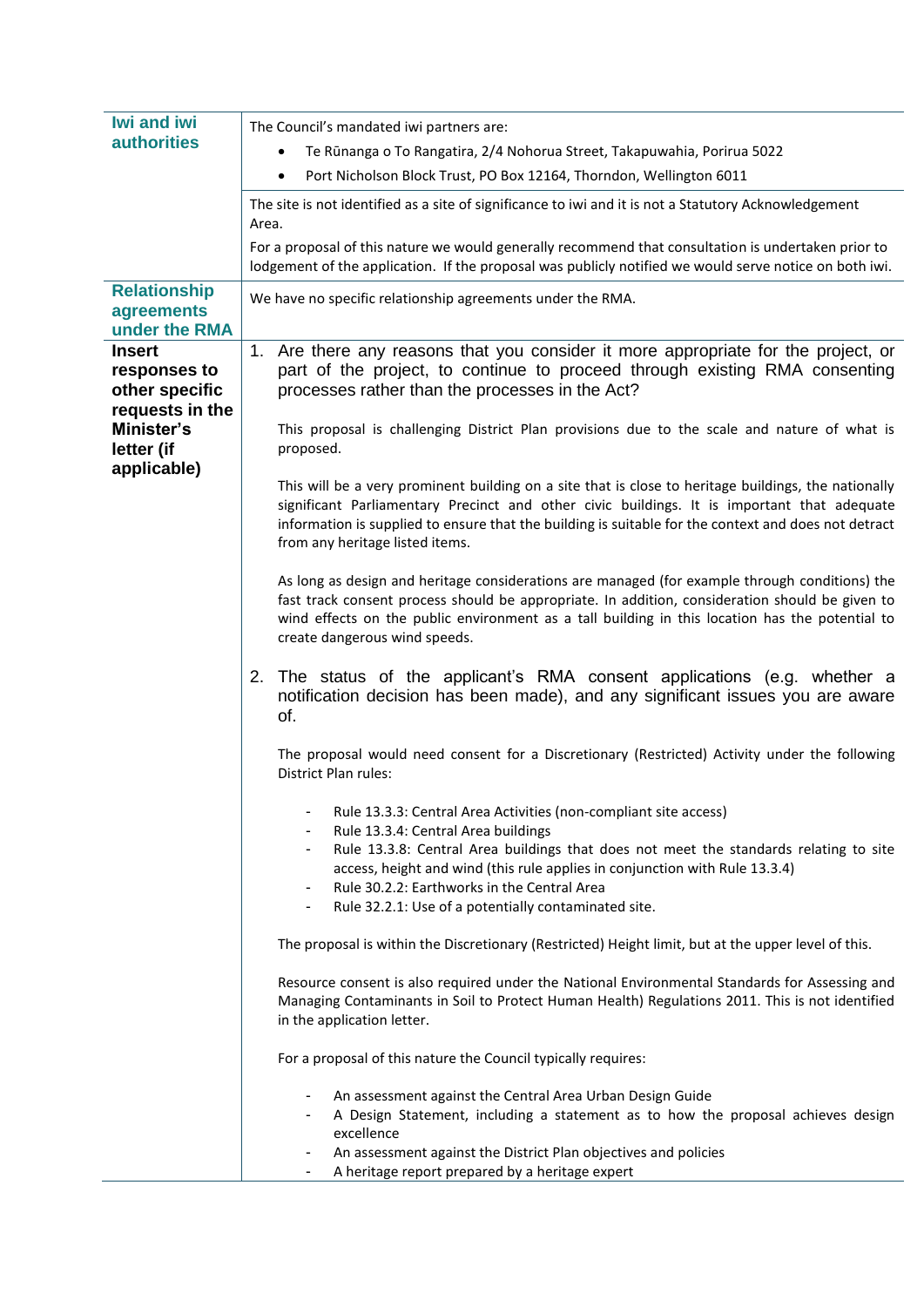| | |
|---|---|
| **Iwi and iwi authorities** | The Council's mandated iwi partners are:<br>• Te Rūnanga o To Rangatira, 2/4 Nohorua Street, Takapuwahia, Porirua 5022<br>• Port Nicholson Block Trust, PO Box 12164, Thorndon, Wellington 6011 |
| | The site is not identified as a site of significance to iwi and it is not a Statutory Acknowledgement Area.<br>For a proposal of this nature we would generally recommend that consultation is undertaken prior to lodgement of the application. If the proposal was publicly notified we would serve notice on both iwi. |
| **Relationship agreements under the RMA** | We have no specific relationship agreements under the RMA. |
| **Insert responses to other specific requests in the Minister's letter (if applicable)** | 1. Are there any reasons that you consider it more appropriate for the project, or part of the project, to continue to proceed through existing RMA consenting processes rather than the processes in the Act?<br><br>This proposal is challenging District Plan provisions due to the scale and nature of what is proposed.<br><br>This will be a very prominent building on a site that is close to heritage buildings, the nationally significant Parliamentary Precinct and other civic buildings. It is important that adequate information is supplied to ensure that the building is suitable for the context and does not detract from any heritage listed items.<br><br>As long as design and heritage considerations are managed (for example through conditions) the fast track consent process should be appropriate. In addition, consideration should be given to wind effects on the public environment as a tall building in this location has the potential to create dangerous wind speeds.<br><br>2. The status of the applicant's RMA consent applications (e.g. whether a notification decision has been made), and any significant issues you are aware of.<br><br>The proposal would need consent for a Discretionary (Restricted) Activity under the following District Plan rules:<br><br>- Rule 13.3.3: Central Area Activities (non-compliant site access)<br>- Rule 13.3.4: Central Area buildings<br>- Rule 13.3.8: Central Area buildings that does not meet the standards relating to site access, height and wind (this rule applies in conjunction with Rule 13.3.4)<br>- Rule 30.2.2: Earthworks in the Central Area<br>- Rule 32.2.1: Use of a potentially contaminated site.<br><br>The proposal is within the Discretionary (Restricted) Height limit, but at the upper level of this.<br><br>Resource consent is also required under the National Environmental Standards for Assessing and Managing Contaminants in Soil to Protect Human Health) Regulations 2011. This is not identified in the application letter.<br><br>For a proposal of this nature the Council typically requires:<br><br>- An assessment against the Central Area Urban Design Guide<br>- A Design Statement, including a statement as to how the proposal achieves design excellence<br>- An assessment against the District Plan objectives and policies<br>- A heritage report prepared by a heritage expert |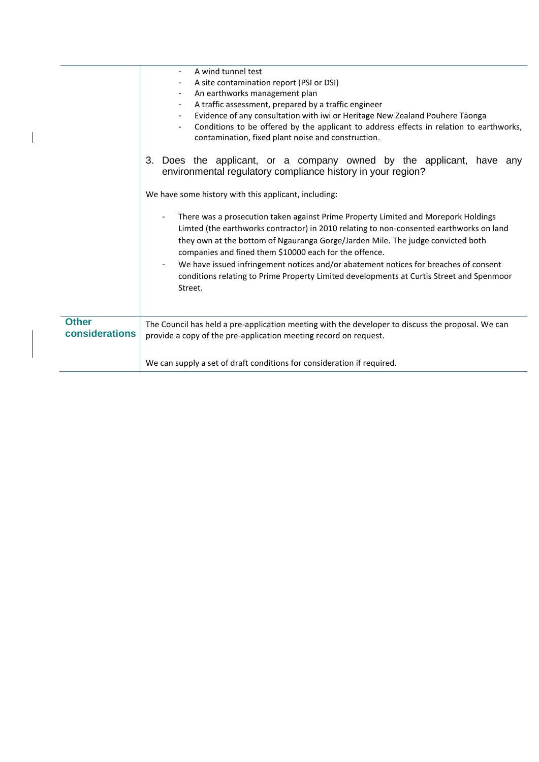| | |
|---|---|
| | - A wind tunnel test<br>- A site contamination report (PSI or DSI)<br>- An earthworks management plan<br>- A traffic assessment, prepared by a traffic engineer<br>- Evidence of any consultation with iwi or Heritage New Zealand Pouhere Tāonga<br>- Conditions to be offered by the applicant to address effects in relation to earthworks, contamination, fixed plant noise and construction.<br><br>3. Does the applicant, or a company owned by the applicant, have any environmental regulatory compliance history in your region?<br><br>We have some history with this applicant, including:<br><br>- There was a prosecution taken against Prime Property Limited and Morepork Holdings Limted (the earthworks contractor) in 2010 relating to non-consented earthworks on land they own at the bottom of Ngauranga Gorge/Jarden Mile. The judge convicted both companies and fined them $10000 each for the offence.<br>- We have issued infringement notices and/or abatement notices for breaches of consent conditions relating to Prime Property Limited developments at Curtis Street and Spenmoor Street. |
| **Other considerations** | The Council has held a pre-application meeting with the developer to discuss the proposal. We can provide a copy of the pre-application meeting record on request.<br><br>We can supply a set of draft conditions for consideration if required. |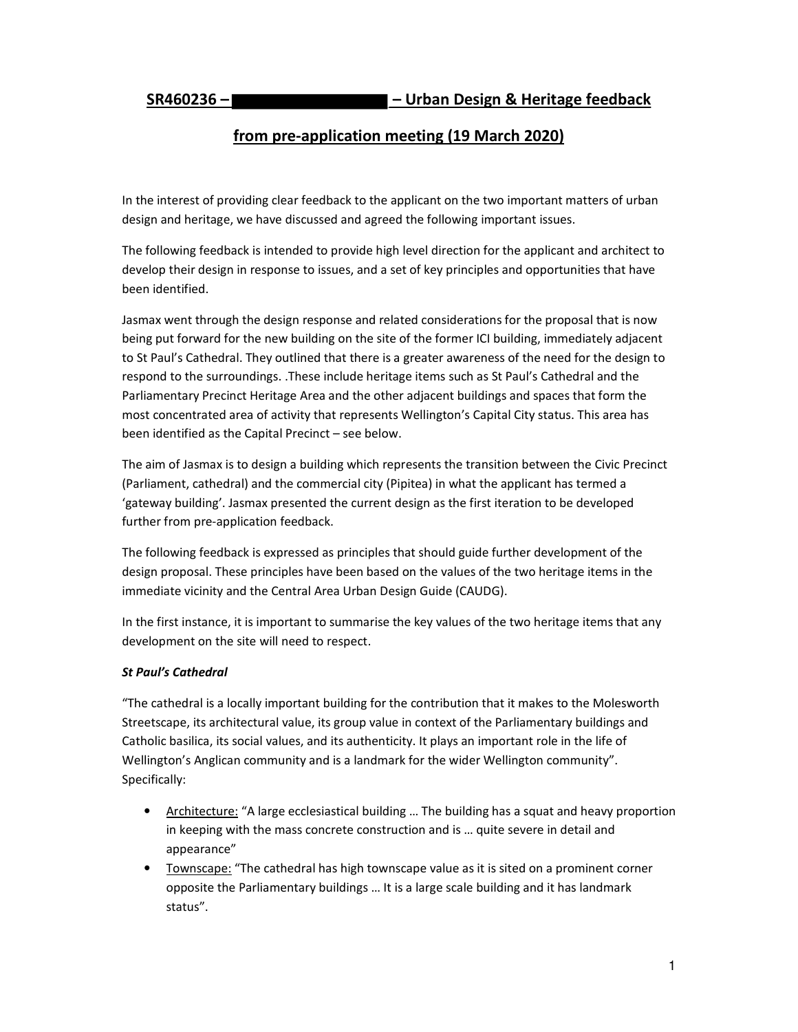## SR460236 – ████████████ – Urban Design & Heritage feedback from pre-application meeting (19 March 2020)

In the interest of providing clear feedback to the applicant on the two important matters of urban design and heritage, we have discussed and agreed the following important issues.

The following feedback is intended to provide high level direction for the applicant and architect to develop their design in response to issues, and a set of key principles and opportunities that have been identified.

Jasmax went through the design response and related considerations for the proposal that is now being put forward for the new building on the site of the former ICI building, immediately adjacent to St Paul's Cathedral. They outlined that there is a greater awareness of the need for the design to respond to the surroundings. .These include heritage items such as St Paul's Cathedral and the Parliamentary Precinct Heritage Area and the other adjacent buildings and spaces that form the most concentrated area of activity that represents Wellington's Capital City status. This area has been identified as the Capital Precinct – see below.

The aim of Jasmax is to design a building which represents the transition between the Civic Precinct (Parliament, cathedral) and the commercial city (Pipitea) in what the applicant has termed a 'gateway building'. Jasmax presented the current design as the first iteration to be developed further from pre-application feedback.

The following feedback is expressed as principles that should guide further development of the design proposal. These principles have been based on the values of the two heritage items in the immediate vicinity and the Central Area Urban Design Guide (CAUDG).

In the first instance, it is important to summarise the key values of the two heritage items that any development on the site will need to respect.

***St Paul's Cathedral***

"The cathedral is a locally important building for the contribution that it makes to the Molesworth Streetscape, its architectural value, its group value in context of the Parliamentary buildings and Catholic basilica, its social values, and its authenticity. It plays an important role in the life of Wellington's Anglican community and is a landmark for the wider Wellington community". Specifically:

- Architecture: "A large ecclesiastical building … The building has a squat and heavy proportion in keeping with the mass concrete construction and is … quite severe in detail and appearance"
- Townscape: "The cathedral has high townscape value as it is sited on a prominent corner opposite the Parliamentary buildings … It is a large scale building and it has landmark status".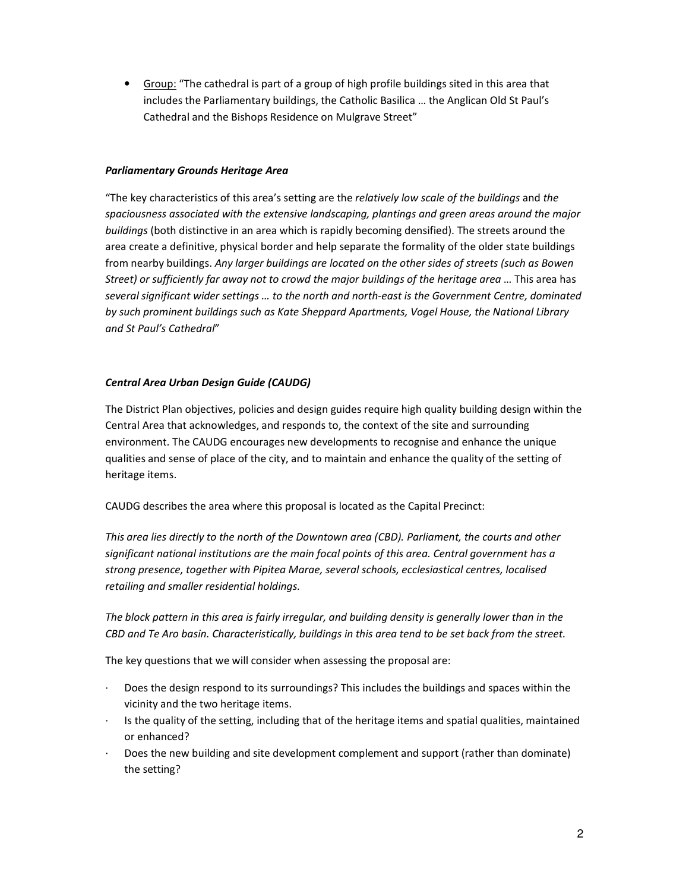- Group: "The cathedral is part of a group of high profile buildings sited in this area that includes the Parliamentary buildings, the Catholic Basilica … the Anglican Old St Paul's Cathedral and the Bishops Residence on Mulgrave Street"

***Parliamentary Grounds Heritage Area***

"The key characteristics of this area's setting are the *relatively low scale of the buildings* and *the spaciousness associated with the extensive landscaping, plantings and green areas around the major buildings* (both distinctive in an area which is rapidly becoming densified). The streets around the area create a definitive, physical border and help separate the formality of the older state buildings from nearby buildings. *Any larger buildings are located on the other sides of streets (such as Bowen Street) or sufficiently far away not to crowd the major buildings of the heritage area* … This area has *several significant wider settings … to the north and north-east is the Government Centre, dominated by such prominent buildings such as Kate Sheppard Apartments, Vogel House, the National Library and St Paul's Cathedral*"

***Central Area Urban Design Guide (CAUDG)***

The District Plan objectives, policies and design guides require high quality building design within the Central Area that acknowledges, and responds to, the context of the site and surrounding environment. The CAUDG encourages new developments to recognise and enhance the unique qualities and sense of place of the city, and to maintain and enhance the quality of the setting of heritage items.

CAUDG describes the area where this proposal is located as the Capital Precinct:

*This area lies directly to the north of the Downtown area (CBD). Parliament, the courts and other significant national institutions are the main focal points of this area. Central government has a strong presence, together with Pipitea Marae, several schools, ecclesiastical centres, localised retailing and smaller residential holdings.*

*The block pattern in this area is fairly irregular, and building density is generally lower than in the CBD and Te Aro basin. Characteristically, buildings in this area tend to be set back from the street.*

The key questions that we will consider when assessing the proposal are:

- Does the design respond to its surroundings? This includes the buildings and spaces within the vicinity and the two heritage items.
- Is the quality of the setting, including that of the heritage items and spatial qualities, maintained or enhanced?
- Does the new building and site development complement and support (rather than dominate) the setting?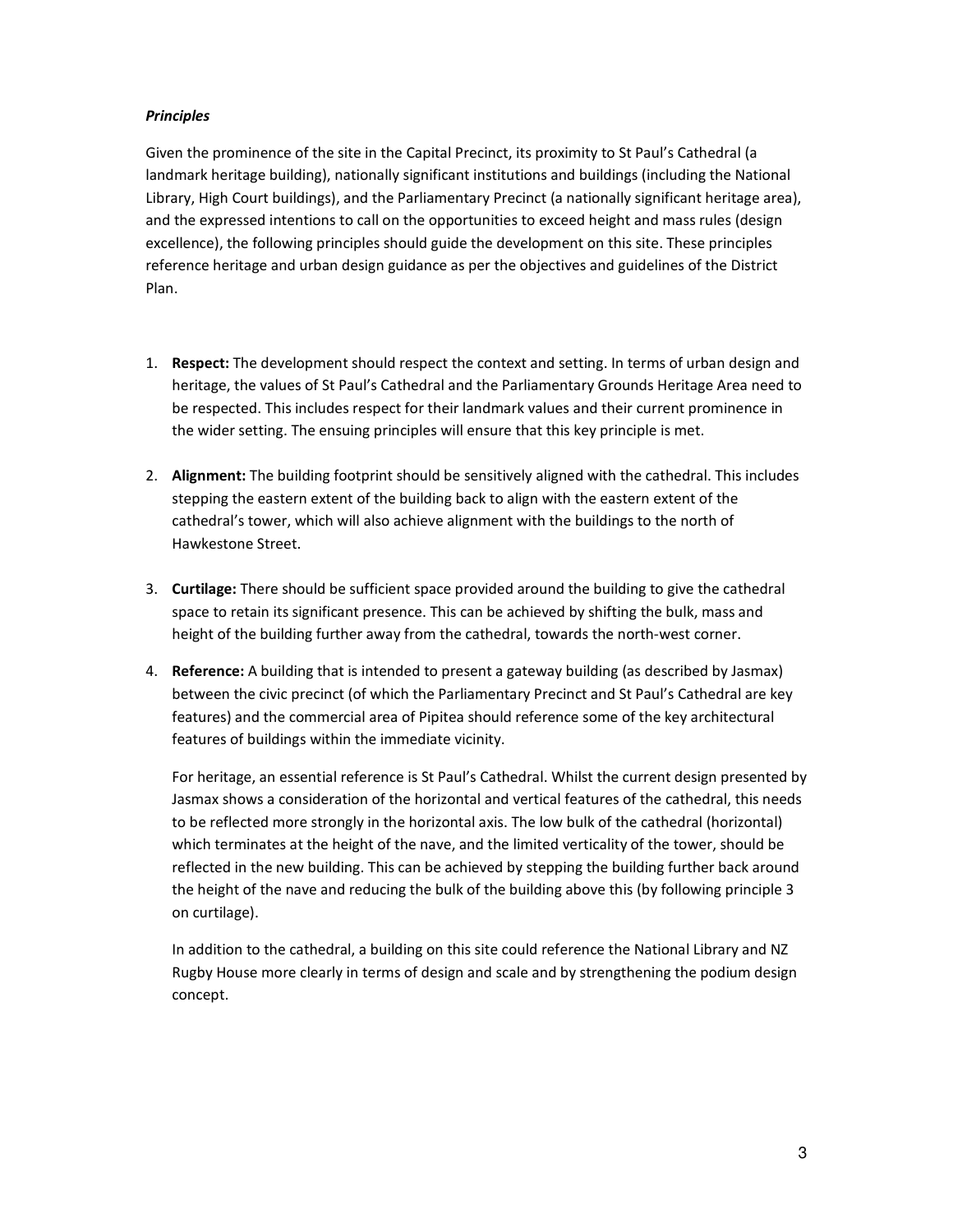***Principles***

Given the prominence of the site in the Capital Precinct, its proximity to St Paul's Cathedral (a landmark heritage building), nationally significant institutions and buildings (including the National Library, High Court buildings), and the Parliamentary Precinct (a nationally significant heritage area), and the expressed intentions to call on the opportunities to exceed height and mass rules (design excellence), the following principles should guide the development on this site. These principles reference heritage and urban design guidance as per the objectives and guidelines of the District Plan.

1. **Respect:** The development should respect the context and setting. In terms of urban design and heritage, the values of St Paul's Cathedral and the Parliamentary Grounds Heritage Area need to be respected. This includes respect for their landmark values and their current prominence in the wider setting. The ensuing principles will ensure that this key principle is met.

2. **Alignment:** The building footprint should be sensitively aligned with the cathedral. This includes stepping the eastern extent of the building back to align with the eastern extent of the cathedral's tower, which will also achieve alignment with the buildings to the north of Hawkestone Street.

3. **Curtilage:** There should be sufficient space provided around the building to give the cathedral space to retain its significant presence. This can be achieved by shifting the bulk, mass and height of the building further away from the cathedral, towards the north-west corner.

4. **Reference:** A building that is intended to present a gateway building (as described by Jasmax) between the civic precinct (of which the Parliamentary Precinct and St Paul's Cathedral are key features) and the commercial area of Pipitea should reference some of the key architectural features of buildings within the immediate vicinity.

   For heritage, an essential reference is St Paul's Cathedral. Whilst the current design presented by Jasmax shows a consideration of the horizontal and vertical features of the cathedral, this needs to be reflected more strongly in the horizontal axis. The low bulk of the cathedral (horizontal) which terminates at the height of the nave, and the limited verticality of the tower, should be reflected in the new building. This can be achieved by stepping the building further back around the height of the nave and reducing the bulk of the building above this (by following principle 3 on curtilage).

   In addition to the cathedral, a building on this site could reference the National Library and NZ Rugby House more clearly in terms of design and scale and by strengthening the podium design concept.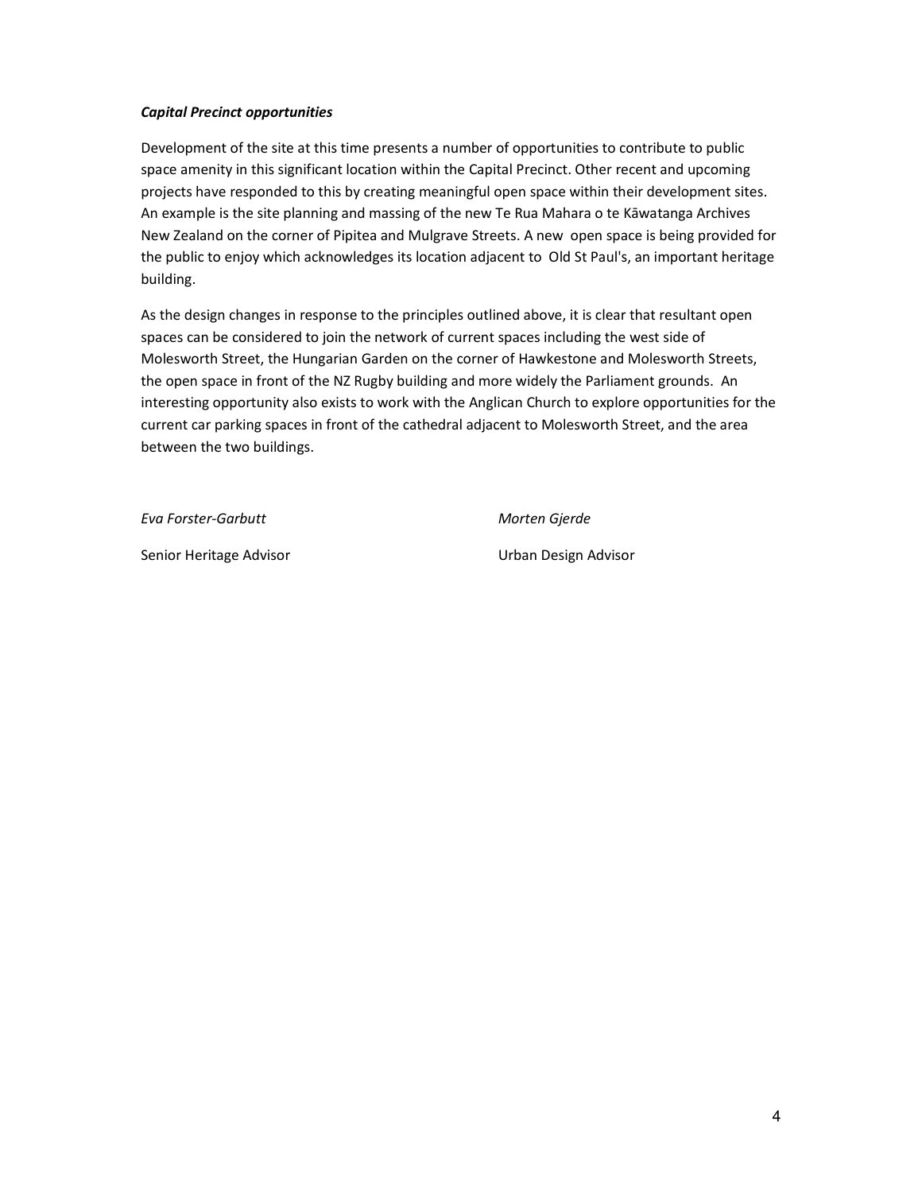***Capital Precinct opportunities***

Development of the site at this time presents a number of opportunities to contribute to public space amenity in this significant location within the Capital Precinct. Other recent and upcoming projects have responded to this by creating meaningful open space within their development sites. An example is the site planning and massing of the new Te Rua Mahara o te Kāwatanga Archives New Zealand on the corner of Pipitea and Mulgrave Streets. A new open space is being provided for the public to enjoy which acknowledges its location adjacent to Old St Paul's, an important heritage building.

As the design changes in response to the principles outlined above, it is clear that resultant open spaces can be considered to join the network of current spaces including the west side of Molesworth Street, the Hungarian Garden on the corner of Hawkestone and Molesworth Streets, the open space in front of the NZ Rugby building and more widely the Parliament grounds. An interesting opportunity also exists to work with the Anglican Church to explore opportunities for the current car parking spaces in front of the cathedral adjacent to Molesworth Street, and the area between the two buildings.

*Eva Forster-Garbutt*

Senior Heritage Advisor

*Morten Gjerde*

Urban Design Advisor